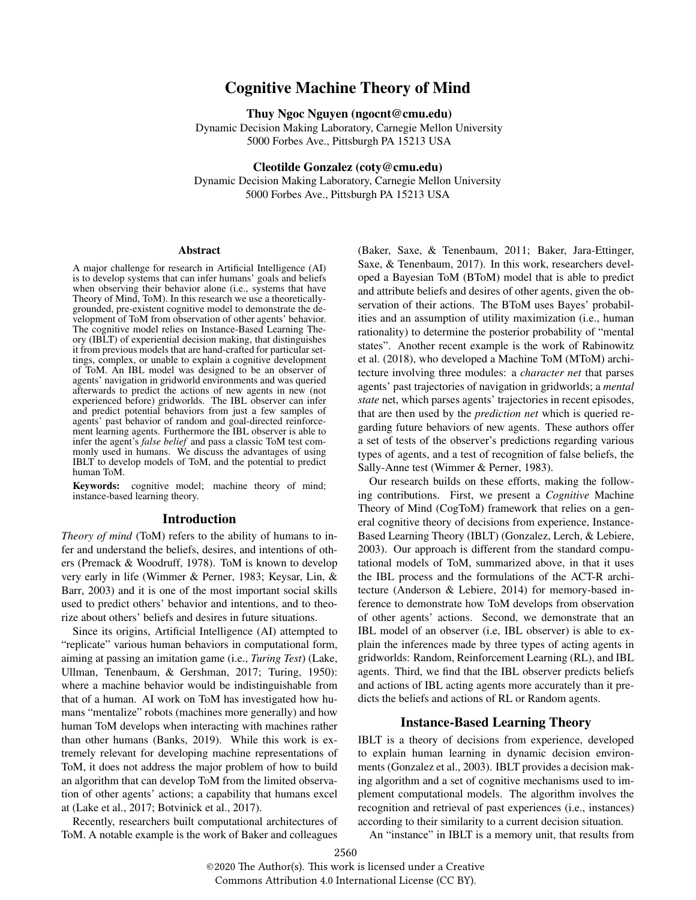# Cognitive Machine Theory of Mind

**Thuy Ngoc Nguyen (ngocnt@cmu.edu)**
Dynamic Decision Making Laboratory, Carnegie Mellon University
5000 Forbes Ave., Pittsburgh PA 15213 USA

**Cleotilde Gonzalez (coty@cmu.edu)**
Dynamic Decision Making Laboratory, Carnegie Mellon University
5000 Forbes Ave., Pittsburgh PA 15213 USA

## Abstract

A major challenge for research in Artificial Intelligence (AI) is to develop systems that can infer humans' goals and beliefs when observing their behavior alone (i.e., systems that have Theory of Mind, ToM). In this research we use a theoretically-grounded, pre-existent cognitive model to demonstrate the development of ToM from observation of other agents' behavior. The cognitive model relies on Instance-Based Learning Theory (IBLT) of experiential decision making, that distinguishes it from previous models that are hand-crafted for particular settings, complex, or unable to explain a cognitive development of ToM. An IBL model was designed to be an observer of agents' navigation in gridworld environments and was queried afterwards to predict the actions of new agents in new (not experienced before) gridworlds. The IBL observer can infer and predict potential behaviors from just a few samples of agents' past behavior of random and goal-directed reinforcement learning agents. Furthermore the IBL observer is able to infer the agent's *false belief* and pass a classic ToM test commonly used in humans. We discuss the advantages of using IBLT to develop models of ToM, and the potential to predict human ToM.

**Keywords:** cognitive model; machine theory of mind; instance-based learning theory.

## Introduction

*Theory of mind* (ToM) refers to the ability of humans to infer and understand the beliefs, desires, and intentions of others (Premack & Woodruff, 1978). ToM is known to develop very early in life (Wimmer & Perner, 1983; Keysar, Lin, & Barr, 2003) and it is one of the most important social skills used to predict others' behavior and intentions, and to theorize about others' beliefs and desires in future situations.

Since its origins, Artificial Intelligence (AI) attempted to "replicate" various human behaviors in computational form, aiming at passing an imitation game (i.e., *Turing Test*) (Lake, Ullman, Tenenbaum, & Gershman, 2017; Turing, 1950): where a machine behavior would be indistinguishable from that of a human. AI work on ToM has investigated how humans "mentalize" robots (machines more generally) and how human ToM develops when interacting with machines rather than other humans (Banks, 2019). While this work is extremely relevant for developing machine representations of ToM, it does not address the major problem of how to build an algorithm that can develop ToM from the limited observation of other agents' actions; a capability that humans excel at (Lake et al., 2017; Botvinick et al., 2017).

Recently, researchers built computational architectures of ToM. A notable example is the work of Baker and colleagues (Baker, Saxe, & Tenenbaum, 2011; Baker, Jara-Ettinger, Saxe, & Tenenbaum, 2017). In this work, researchers developed a Bayesian ToM (BToM) model that is able to predict and attribute beliefs and desires of other agents, given the observation of their actions. The BToM uses Bayes' probabilities and an assumption of utility maximization (i.e., human rationality) to determine the posterior probability of "mental states". Another recent example is the work of Rabinowitz et al. (2018), who developed a Machine ToM (MToM) architecture involving three modules: a *character net* that parses agents' past trajectories of navigation in gridworlds; a *mental state* net, which parses agents' trajectories in recent episodes, that are then used by the *prediction net* which is queried regarding future behaviors of new agents. These authors offer a set of tests of the observer's predictions regarding various types of agents, and a test of recognition of false beliefs, the Sally-Anne test (Wimmer & Perner, 1983).

Our research builds on these efforts, making the following contributions. First, we present a *Cognitive* Machine Theory of Mind (CogToM) framework that relies on a general cognitive theory of decisions from experience, Instance-Based Learning Theory (IBLT) (Gonzalez, Lerch, & Lebiere, 2003). Our approach is different from the standard computational models of ToM, summarized above, in that it uses the IBL process and the formulations of the ACT-R architecture (Anderson & Lebiere, 2014) for memory-based inference to demonstrate how ToM develops from observation of other agents' actions. Second, we demonstrate that an IBL model of an observer (i.e, IBL observer) is able to explain the inferences made by three types of acting agents in gridworlds: Random, Reinforcement Learning (RL), and IBL agents. Third, we find that the IBL observer predicts beliefs and actions of IBL acting agents more accurately than it predicts the beliefs and actions of RL or Random agents.

## Instance-Based Learning Theory

IBLT is a theory of decisions from experience, developed to explain human learning in dynamic decision environments (Gonzalez et al., 2003). IBLT provides a decision making algorithm and a set of cognitive mechanisms used to implement computational models. The algorithm involves the recognition and retrieval of past experiences (i.e., instances) according to their similarity to a current decision situation.

An "instance" in IBLT is a memory unit, that results from

©2020 The Author(s). This work is licensed under a Creative Commons Attribution 4.0 International License (CC BY).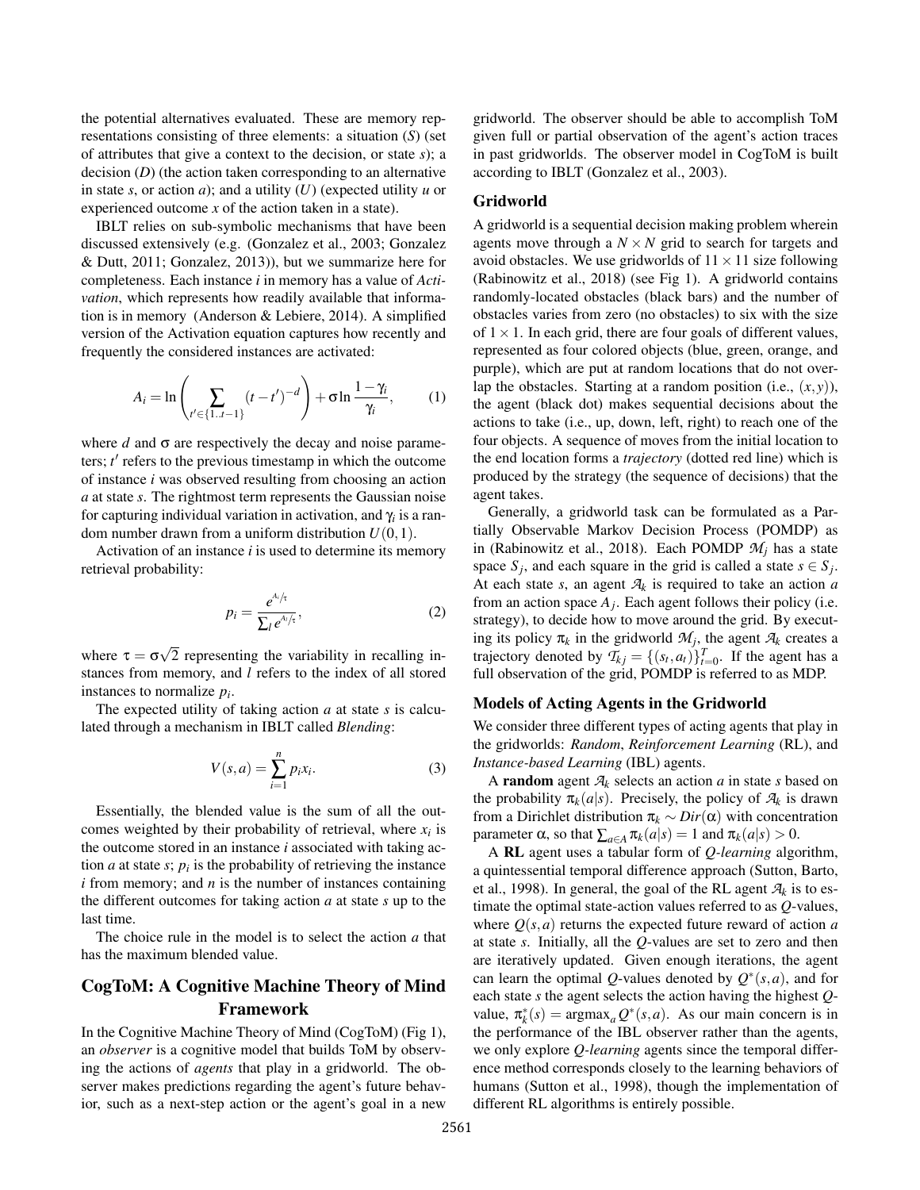the potential alternatives evaluated. These are memory representations consisting of three elements: a situation (*S*) (set of attributes that give a context to the decision, or state *s*); a decision (*D*) (the action taken corresponding to an alternative in state *s*, or action *a*); and a utility (*U*) (expected utility *u* or experienced outcome *x* of the action taken in a state).

IBLT relies on sub-symbolic mechanisms that have been discussed extensively (e.g. (Gonzalez et al., 2003; Gonzalez & Dutt, 2011; Gonzalez, 2013)), but we summarize here for completeness. Each instance *i* in memory has a value of *Activation*, which represents how readily available that information is in memory (Anderson & Lebiere, 2014). A simplified version of the Activation equation captures how recently and frequently the considered instances are activated:

$$A_i = \ln\left(\sum_{t' \in \{1..t-1\}} (t-t')^{-d}\right) + \sigma \ln \frac{1-\gamma_i}{\gamma_i}, \tag{1}$$

where $d$ and $\sigma$ are respectively the decay and noise parameters; $t'$ refers to the previous timestamp in which the outcome of instance $i$ was observed resulting from choosing an action $a$ at state $s$. The rightmost term represents the Gaussian noise for capturing individual variation in activation, and $\gamma_i$ is a random number drawn from a uniform distribution $U(0,1)$.

Activation of an instance *i* is used to determine its memory retrieval probability:

$$p_i = \frac{e^{A_i/\tau}}{\sum_l e^{A_l/\tau}}, \tag{2}$$

where $\tau = \sigma\sqrt{2}$ representing the variability in recalling instances from memory, and $l$ refers to the index of all stored instances to normalize $p_i$.

The expected utility of taking action *a* at state *s* is calculated through a mechanism in IBLT called *Blending*:

$$V(s,a) = \sum_{i=1}^{n} p_i x_i. \tag{3}$$

Essentially, the blended value is the sum of all the outcomes weighted by their probability of retrieval, where $x_i$ is the outcome stored in an instance $i$ associated with taking action $a$ at state $s$; $p_i$ is the probability of retrieving the instance $i$ from memory; and $n$ is the number of instances containing the different outcomes for taking action $a$ at state $s$ up to the last time.

The choice rule in the model is to select the action *a* that has the maximum blended value.

## CogToM: A Cognitive Machine Theory of Mind Framework

In the Cognitive Machine Theory of Mind (CogToM) (Fig 1), an *observer* is a cognitive model that builds ToM by observing the actions of *agents* that play in a gridworld. The observer makes predictions regarding the agent's future behavior, such as a next-step action or the agent's goal in a new gridworld. The observer should be able to accomplish ToM given full or partial observation of the agent's action traces in past gridworlds. The observer model in CogToM is built according to IBLT (Gonzalez et al., 2003).

### Gridworld

A gridworld is a sequential decision making problem wherein agents move through a $N \times N$ grid to search for targets and avoid obstacles. We use gridworlds of $11 \times 11$ size following (Rabinowitz et al., 2018) (see Fig 1). A gridworld contains randomly-located obstacles (black bars) and the number of obstacles varies from zero (no obstacles) to six with the size of $1 \times 1$. In each grid, there are four goals of different values, represented as four colored objects (blue, green, orange, and purple), which are put at random locations that do not overlap the obstacles. Starting at a random position (i.e., $(x,y)$), the agent (black dot) makes sequential decisions about the actions to take (i.e., up, down, left, right) to reach one of the four objects. A sequence of moves from the initial location to the end location forms a *trajectory* (dotted red line) which is produced by the strategy (the sequence of decisions) that the agent takes.

Generally, a gridworld task can be formulated as a Partially Observable Markov Decision Process (POMDP) as in (Rabinowitz et al., 2018). Each POMDP $\mathcal{M}_j$ has a state space $S_j$, and each square in the grid is called a state $s \in S_j$. At each state $s$, an agent $\mathcal{A}_k$ is required to take an action $a$ from an action space $A_j$. Each agent follows their policy (i.e. strategy), to decide how to move around the grid. By executing its policy $\pi_k$ in the gridworld $\mathcal{M}_j$, the agent $\mathcal{A}_k$ creates a trajectory denoted by $\mathcal{T}_{kj} = \{(s_t, a_t)\}_{t=0}^{T}$. If the agent has a full observation of the grid, POMDP is referred to as MDP.

### Models of Acting Agents in the Gridworld

We consider three different types of acting agents that play in the gridworlds: *Random*, *Reinforcement Learning* (RL), and *Instance-based Learning* (IBL) agents.

A **random** agent $\mathcal{A}_k$ selects an action $a$ in state $s$ based on the probability $\pi_k(a|s)$. Precisely, the policy of $\mathcal{A}_k$ is drawn from a Dirichlet distribution $\pi_k \sim Dir(\alpha)$ with concentration parameter $\alpha$, so that $\sum_{a \in A} \pi_k(a|s) = 1$ and $\pi_k(a|s) > 0$.

A **RL** agent uses a tabular form of *Q-learning* algorithm, a quintessential temporal difference approach (Sutton, Barto, et al., 1998). In general, the goal of the RL agent $\mathcal{A}_k$ is to estimate the optimal state-action values referred to as *Q*-values, where $Q(s,a)$ returns the expected future reward of action $a$ at state $s$. Initially, all the *Q*-values are set to zero and then are iteratively updated. Given enough iterations, the agent can learn the optimal *Q*-values denoted by $Q^*(s,a)$, and for each state $s$ the agent selects the action having the highest *Q*-value, $\pi_k^*(s) = \operatorname{argmax}_a Q^*(s,a)$. As our main concern is in the performance of the IBL observer rather than the agents, we only explore *Q-learning* agents since the temporal difference method corresponds closely to the learning behaviors of humans (Sutton et al., 1998), though the implementation of different RL algorithms is entirely possible.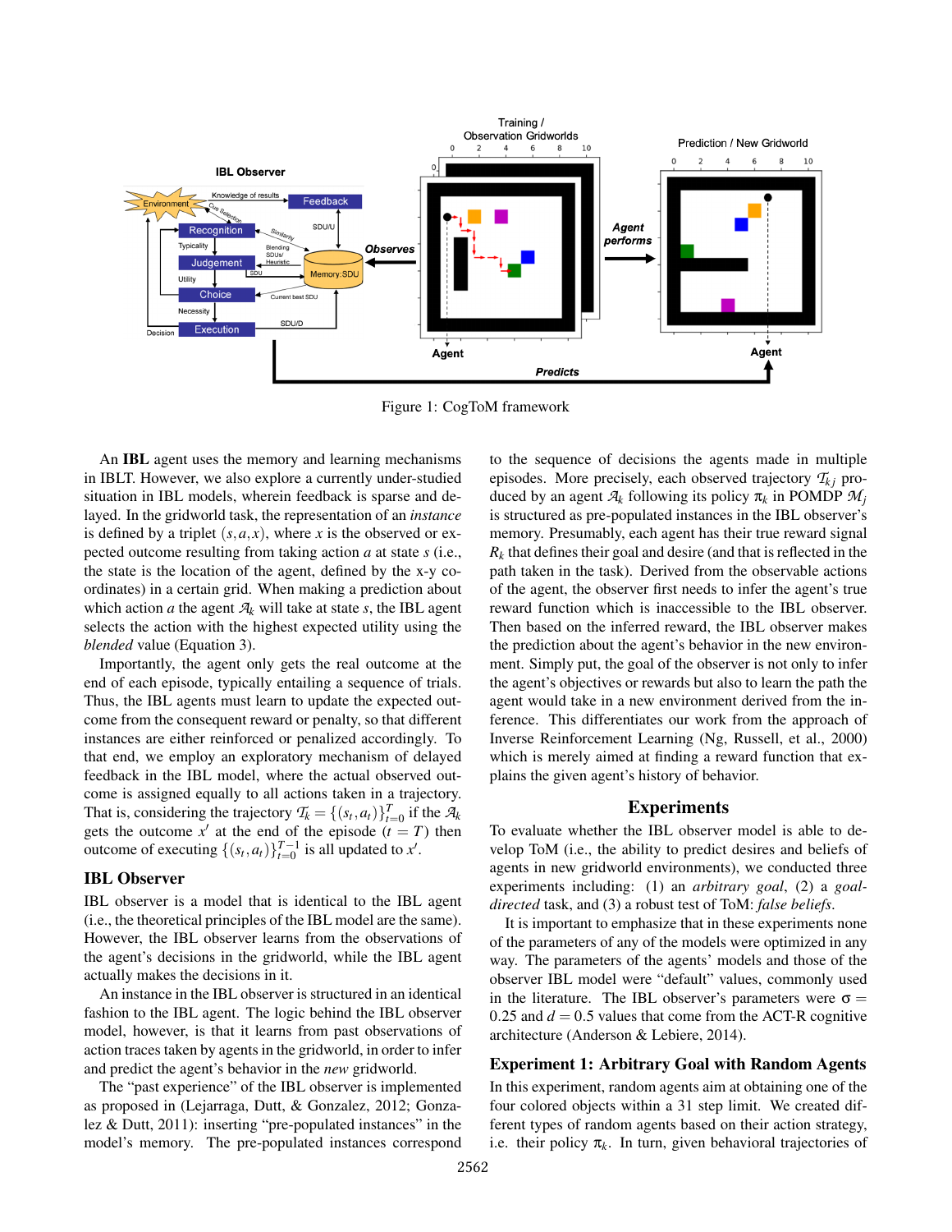Figure 1: CogToM framework

An **IBL** agent uses the memory and learning mechanisms in IBLT. However, we also explore a currently under-studied situation in IBL models, wherein feedback is sparse and delayed. In the gridworld task, the representation of an *instance* is defined by a triplet $(s, a, x)$, where $x$ is the observed or expected outcome resulting from taking action $a$ at state $s$ (i.e., the state is the location of the agent, defined by the x-y coordinates) in a certain grid. When making a prediction about which action $a$ the agent $\mathcal{A}_k$ will take at state $s$, the IBL agent selects the action with the highest expected utility using the *blended* value (Equation 3).

Importantly, the agent only gets the real outcome at the end of each episode, typically entailing a sequence of trials. Thus, the IBL agents must learn to update the expected outcome from the consequent reward or penalty, so that different instances are either reinforced or penalized accordingly. To that end, we employ an exploratory mechanism of delayed feedback in the IBL model, where the actual observed outcome is assigned equally to all actions taken in a trajectory. That is, considering the trajectory $\mathcal{T}_k = \{(s_t, a_t)\}_{t=0}^{T}$ if the $\mathcal{A}_k$ gets the outcome $x'$ at the end of the episode $(t = T)$ then outcome of executing $\{(s_t, a_t)\}_{t=0}^{T-1}$ is all updated to $x'$.

## IBL Observer

IBL observer is a model that is identical to the IBL agent (i.e., the theoretical principles of the IBL model are the same). However, the IBL observer learns from the observations of the agent's decisions in the gridworld, while the IBL agent actually makes the decisions in it.

An instance in the IBL observer is structured in an identical fashion to the IBL agent. The logic behind the IBL observer model, however, is that it learns from past observations of action traces taken by agents in the gridworld, in order to infer and predict the agent's behavior in the *new* gridworld.

The "past experience" of the IBL observer is implemented as proposed in (Lejarraga, Dutt, & Gonzalez, 2012; Gonzalez & Dutt, 2011): inserting "pre-populated instances" in the model's memory. The pre-populated instances correspond to the sequence of decisions the agents made in multiple episodes. More precisely, each observed trajectory $\mathcal{T}_{kj}$ produced by an agent $\mathcal{A}_k$ following its policy $\pi_k$ in POMDP $\mathcal{M}_j$ is structured as pre-populated instances in the IBL observer's memory. Presumably, each agent has their true reward signal $R_k$ that defines their goal and desire (and that is reflected in the path taken in the task). Derived from the observable actions of the agent, the observer first needs to infer the agent's true reward function which is inaccessible to the IBL observer. Then based on the inferred reward, the IBL observer makes the prediction about the agent's behavior in the new environment. Simply put, the goal of the observer is not only to infer the agent's objectives or rewards but also to learn the path the agent would take in a new environment derived from the inference. This differentiates our work from the approach of Inverse Reinforcement Learning (Ng, Russell, et al., 2000) which is merely aimed at finding a reward function that explains the given agent's history of behavior.

# Experiments

To evaluate whether the IBL observer model is able to develop ToM (i.e., the ability to predict desires and beliefs of agents in new gridworld environments), we conducted three experiments including: (1) an *arbitrary goal*, (2) a *goal-directed* task, and (3) a robust test of ToM: *false beliefs*.

It is important to emphasize that in these experiments none of the parameters of any of the models were optimized in any way. The parameters of the agents' models and those of the observer IBL model were "default" values, commonly used in the literature. The IBL observer's parameters were $\sigma = 0.25$ and $d = 0.5$ values that come from the ACT-R cognitive architecture (Anderson & Lebiere, 2014).

## Experiment 1: Arbitrary Goal with Random Agents

In this experiment, random agents aim at obtaining one of the four colored objects within a 31 step limit. We created different types of random agents based on their action strategy, i.e. their policy $\pi_k$. In turn, given behavioral trajectories of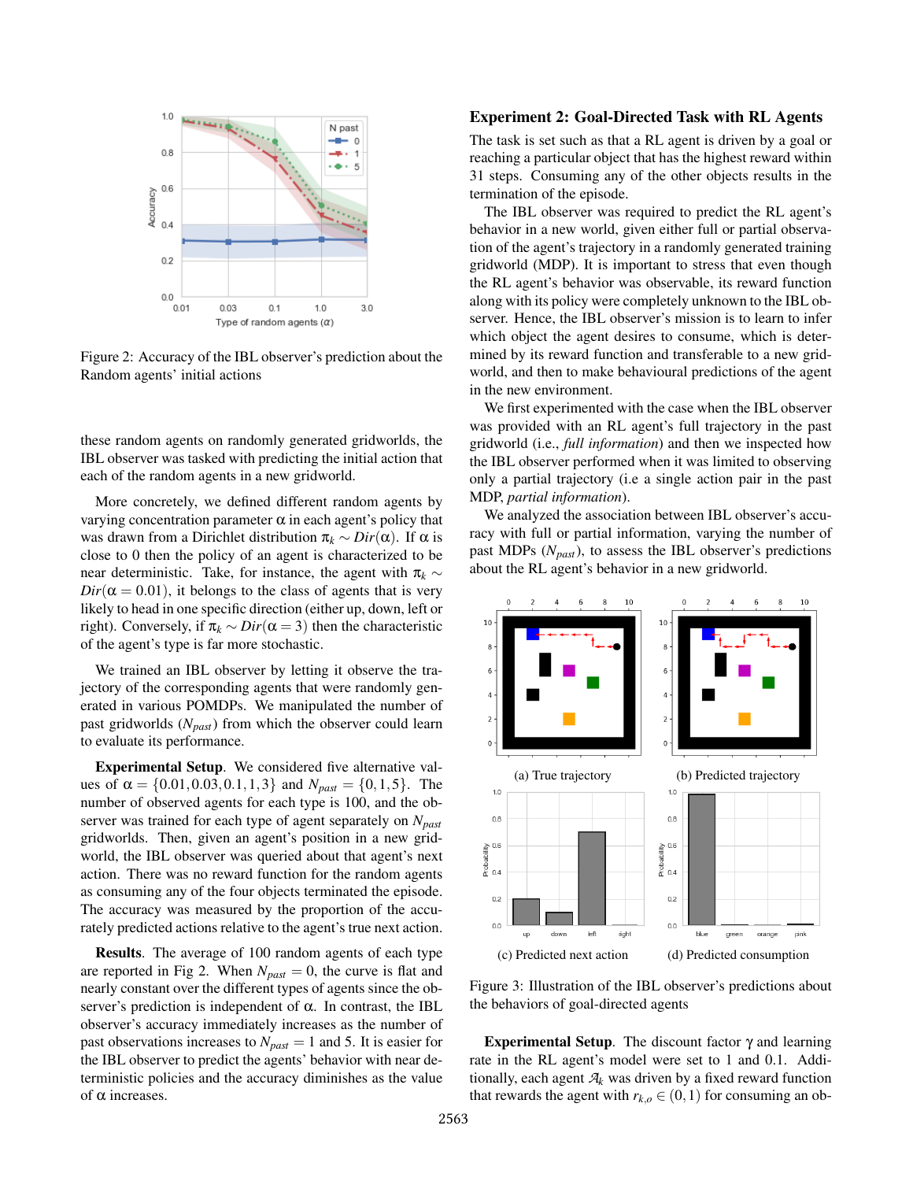Figure 2: Accuracy of the IBL observer's prediction about the Random agents' initial actions

these random agents on randomly generated gridworlds, the IBL observer was tasked with predicting the initial action that each of the random agents in a new gridworld.

More concretely, we defined different random agents by varying concentration parameter $\alpha$ in each agent's policy that was drawn from a Dirichlet distribution $\pi_k \sim Dir(\alpha)$. If $\alpha$ is close to 0 then the policy of an agent is characterized to be near deterministic. Take, for instance, the agent with $\pi_k \sim Dir(\alpha = 0.01)$, it belongs to the class of agents that is very likely to head in one specific direction (either up, down, left or right). Conversely, if $\pi_k \sim Dir(\alpha = 3)$ then the characteristic of the agent's type is far more stochastic.

We trained an IBL observer by letting it observe the trajectory of the corresponding agents that were randomly generated in various POMDPs. We manipulated the number of past gridworlds ($N_{past}$) from which the observer could learn to evaluate its performance.

**Experimental Setup**. We considered five alternative values of $\alpha = \{0.01, 0.03, 0.1, 1, 3\}$ and $N_{past} = \{0, 1, 5\}$. The number of observed agents for each type is 100, and the observer was trained for each type of agent separately on $N_{past}$ gridworlds. Then, given an agent's position in a new gridworld, the IBL observer was queried about that agent's next action. There was no reward function for the random agents as consuming any of the four objects terminated the episode. The accuracy was measured by the proportion of the accurately predicted actions relative to the agent's true next action.

**Results**. The average of 100 random agents of each type are reported in Fig 2. When $N_{past} = 0$, the curve is flat and nearly constant over the different types of agents since the observer's prediction is independent of $\alpha$. In contrast, the IBL observer's accuracy immediately increases as the number of past observations increases to $N_{past} = 1$ and 5. It is easier for the IBL observer to predict the agents' behavior with near deterministic policies and the accuracy diminishes as the value of $\alpha$ increases.

### Experiment 2: Goal-Directed Task with RL Agents

The task is set such as that a RL agent is driven by a goal or reaching a particular object that has the highest reward within 31 steps. Consuming any of the other objects results in the termination of the episode.

The IBL observer was required to predict the RL agent's behavior in a new world, given either full or partial observation of the agent's trajectory in a randomly generated training gridworld (MDP). It is important to stress that even though the RL agent's behavior was observable, its reward function along with its policy were completely unknown to the IBL observer. Hence, the IBL observer's mission is to learn to infer which object the agent desires to consume, which is determined by its reward function and transferable to a new gridworld, and then to make behavioural predictions of the agent in the new environment.

We first experimented with the case when the IBL observer was provided with an RL agent's full trajectory in the past gridworld (i.e., *full information*) and then we inspected how the IBL observer performed when it was limited to observing only a partial trajectory (i.e a single action pair in the past MDP, *partial information*).

We analyzed the association between IBL observer's accuracy with full or partial information, varying the number of past MDPs ($N_{past}$), to assess the IBL observer's predictions about the RL agent's behavior in a new gridworld.

(a) True trajectory

(b) Predicted trajectory

(c) Predicted next action

(d) Predicted consumption

Figure 3: Illustration of the IBL observer's predictions about the behaviors of goal-directed agents

**Experimental Setup**. The discount factor $\gamma$ and learning rate in the RL agent's model were set to 1 and 0.1. Additionally, each agent $\mathcal{A}_k$ was driven by a fixed reward function that rewards the agent with $r_{k,o} \in (0, 1)$ for consuming an ob-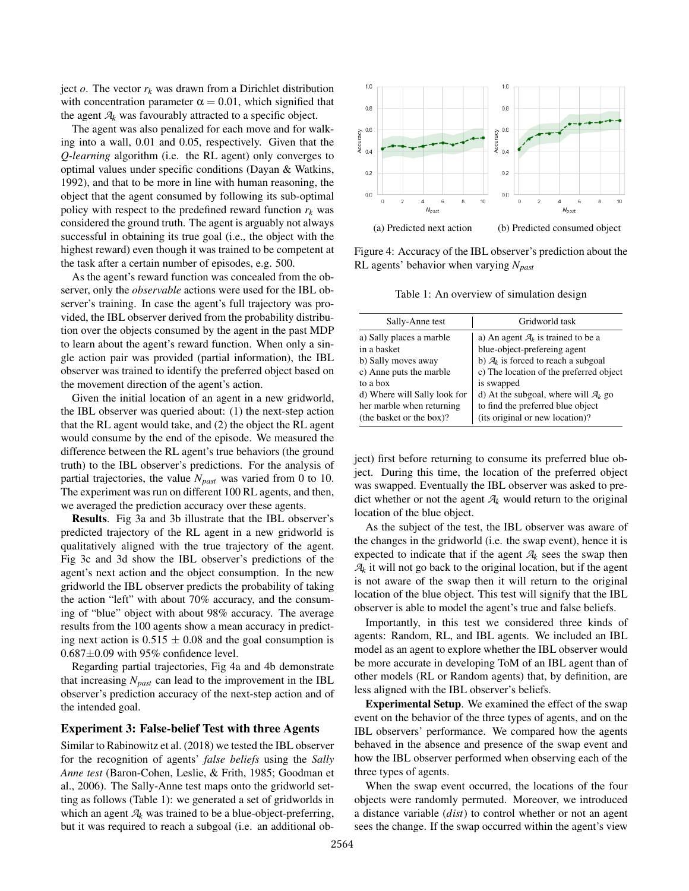ject $o$. The vector $r_k$ was drawn from a Dirichlet distribution with concentration parameter $\alpha = 0.01$, which signified that the agent $\mathcal{A}_k$ was favourably attracted to a specific object.

The agent was also penalized for each move and for walking into a wall, 0.01 and 0.05, respectively. Given that the *Q-learning* algorithm (i.e. the RL agent) only converges to optimal values under specific conditions (Dayan & Watkins, 1992), and that to be more in line with human reasoning, the object that the agent consumed by following its sub-optimal policy with respect to the predefined reward function $r_k$ was considered the ground truth. The agent is arguably not always successful in obtaining its true goal (i.e., the object with the highest reward) even though it was trained to be competent at the task after a certain number of episodes, e.g. 500.

As the agent's reward function was concealed from the observer, only the *observable* actions were used for the IBL observer's training. In case the agent's full trajectory was provided, the IBL observer derived from the probability distribution over the objects consumed by the agent in the past MDP to learn about the agent's reward function. When only a single action pair was provided (partial information), the IBL observer was trained to identify the preferred object based on the movement direction of the agent's action.

Given the initial location of an agent in a new gridworld, the IBL observer was queried about: (1) the next-step action that the RL agent would take, and (2) the object the RL agent would consume by the end of the episode. We measured the difference between the RL agent's true behaviors (the ground truth) to the IBL observer's predictions. For the analysis of partial trajectories, the value $N_{past}$ was varied from 0 to 10. The experiment was run on different 100 RL agents, and then, we averaged the prediction accuracy over these agents.

**Results**. Fig 3a and 3b illustrate that the IBL observer's predicted trajectory of the RL agent in a new gridworld is qualitatively aligned with the true trajectory of the agent. Fig 3c and 3d show the IBL observer's predictions of the agent's next action and the object consumption. In the new gridworld the IBL observer predicts the probability of taking the action "left" with about 70% accuracy, and the consuming of "blue" object with about 98% accuracy. The average results from the 100 agents show a mean accuracy in predicting next action is $0.515 \pm 0.08$ and the goal consumption is $0.687 \pm 0.09$ with 95% confidence level.

Regarding partial trajectories, Fig 4a and 4b demonstrate that increasing $N_{past}$ can lead to the improvement in the IBL observer's prediction accuracy of the next-step action and of the intended goal.

(a) Predicted next action (b) Predicted consumed object

Figure 4: Accuracy of the IBL observer's prediction about the RL agents' behavior when varying $N_{past}$

## Experiment 3: False-belief Test with three Agents

Similar to Rabinowitz et al. (2018) we tested the IBL observer for the recognition of agents' *false beliefs* using the *Sally Anne test* (Baron-Cohen, Leslie, & Frith, 1985; Goodman et al., 2006). The Sally-Anne test maps onto the gridworld setting as follows (Table 1): we generated a set of gridworlds in which an agent $\mathcal{A}_k$ was trained to be a blue-object-preferring, but it was required to reach a subgoal (i.e. an additional object) first before returning to consume its preferred blue object. During this time, the location of the preferred object was swapped. Eventually the IBL observer was asked to predict whether or not the agent $\mathcal{A}_k$ would return to the original location of the blue object.

Table 1: An overview of simulation design

| Sally-Anne test | Gridworld task |
|---|---|
| a) Sally places a marble in a basket | a) An agent $\mathcal{A}_k$ is trained to be a blue-object-prefereing agent |
| b) Sally moves away | b) $\mathcal{A}_k$ is forced to reach a subgoal |
| c) Anne puts the marble to a box | c) The location of the preferred object is swapped |
| d) Where will Sally look for her marble when returning (the basket or the box)? | d) At the subgoal, where will $\mathcal{A}_k$ go to find the preferred blue object (its original or new location)? |

As the subject of the test, the IBL observer was aware of the changes in the gridworld (i.e. the swap event), hence it is expected to indicate that if the agent $\mathcal{A}_k$ sees the swap then $\mathcal{A}_k$ it will not go back to the original location, but if the agent is not aware of the swap then it will return to the original location of the blue object. This test will signify that the IBL observer is able to model the agent's true and false beliefs.

Importantly, in this test we considered three kinds of agents: Random, RL, and IBL agents. We included an IBL model as an agent to explore whether the IBL observer would be more accurate in developing ToM of an IBL agent than of other models (RL or Random agents) that, by definition, are less aligned with the IBL observer's beliefs.

**Experimental Setup**. We examined the effect of the swap event on the behavior of the three types of agents, and on the IBL observers' performance. We compared how the agents behaved in the absence and presence of the swap event and how the IBL observer performed when observing each of the three types of agents.

When the swap event occurred, the locations of the four objects were randomly permuted. Moreover, we introduced a distance variable (*dist*) to control whether or not an agent sees the change. If the swap occurred within the agent's view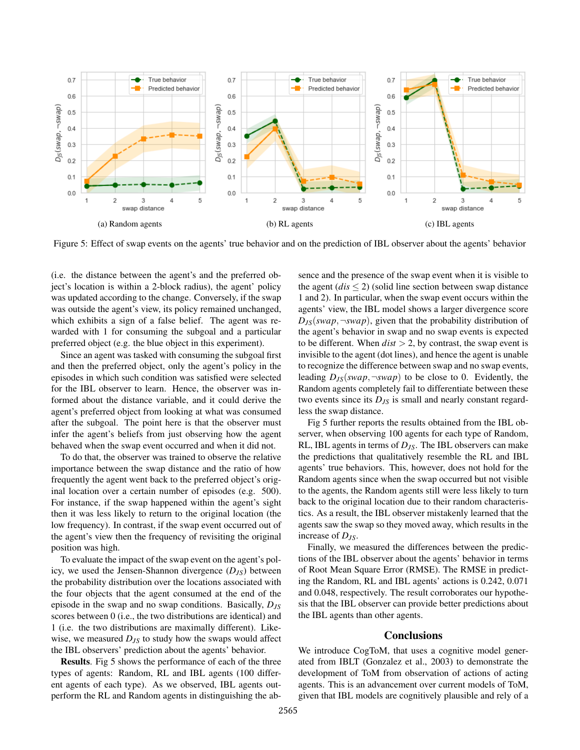(a) Random agents

(b) RL agents

(c) IBL agents

Figure 5: Effect of swap events on the agents' true behavior and on the prediction of IBL observer about the agents' behavior

(i.e. the distance between the agent's and the preferred object's location is within a 2-block radius), the agent' policy was updated according to the change. Conversely, if the swap was outside the agent's view, its policy remained unchanged, which exhibits a sign of a false belief. The agent was rewarded with 1 for consuming the subgoal and a particular preferred object (e.g. the blue object in this experiment).

Since an agent was tasked with consuming the subgoal first and then the preferred object, only the agent's policy in the episodes in which such condition was satisfied were selected for the IBL observer to learn. Hence, the observer was informed about the distance variable, and it could derive the agent's preferred object from looking at what was consumed after the subgoal. The point here is that the observer must infer the agent's beliefs from just observing how the agent behaved when the swap event occurred and when it did not.

To do that, the observer was trained to observe the relative importance between the swap distance and the ratio of how frequently the agent went back to the preferred object's original location over a certain number of episodes (e.g. 500). For instance, if the swap happened within the agent's sight then it was less likely to return to the original location (the low frequency). In contrast, if the swap event occurred out of the agent's view then the frequency of revisiting the original position was high.

To evaluate the impact of the swap event on the agent's policy, we used the Jensen-Shannon divergence ($D_{JS}$) between the probability distribution over the locations associated with the four objects that the agent consumed at the end of the episode in the swap and no swap conditions. Basically, $D_{JS}$ scores between 0 (i.e., the two distributions are identical) and 1 (i.e. the two distributions are maximally different). Likewise, we measured $D_{JS}$ to study how the swaps would affect the IBL observers' prediction about the agents' behavior.

**Results**. Fig 5 shows the performance of each of the three types of agents: Random, RL and IBL agents (100 different agents of each type). As we observed, IBL agents outperform the RL and Random agents in distinguishing the absence and the presence of the swap event when it is visible to the agent ($dis \leq 2$) (solid line section between swap distance 1 and 2). In particular, when the swap event occurs within the agents' view, the IBL model shows a larger divergence score $D_{JS}(swap, \neg swap)$, given that the probability distribution of the agent's behavior in swap and no swap events is expected to be different. When $dist > 2$, by contrast, the swap event is invisible to the agent (dot lines), and hence the agent is unable to recognize the difference between swap and no swap events, leading $D_{JS}(swap, \neg swap)$ to be close to 0. Evidently, the Random agents completely fail to differentiate between these two events since its $D_{JS}$ is small and nearly constant regardless the swap distance.

Fig 5 further reports the results obtained from the IBL observer, when observing 100 agents for each type of Random, RL, IBL agents in terms of $D_{JS}$. The IBL observers can make the predictions that qualitatively resemble the RL and IBL agents' true behaviors. This, however, does not hold for the Random agents since when the swap occurred but not visible to the agents, the Random agents still were less likely to turn back to the original location due to their random characteristics. As a result, the IBL observer mistakenly learned that the agents saw the swap so they moved away, which results in the increase of $D_{JS}$.

Finally, we measured the differences between the predictions of the IBL observer about the agents' behavior in terms of Root Mean Square Error (RMSE). The RMSE in predicting the Random, RL and IBL agents' actions is 0.242, 0.071 and 0.048, respectively. The result corroborates our hypothesis that the IBL observer can provide better predictions about the IBL agents than other agents.

## Conclusions

We introduce CogToM, that uses a cognitive model generated from IBLT (Gonzalez et al., 2003) to demonstrate the development of ToM from observation of actions of acting agents. This is an advancement over current models of ToM, given that IBL models are cognitively plausible and rely of a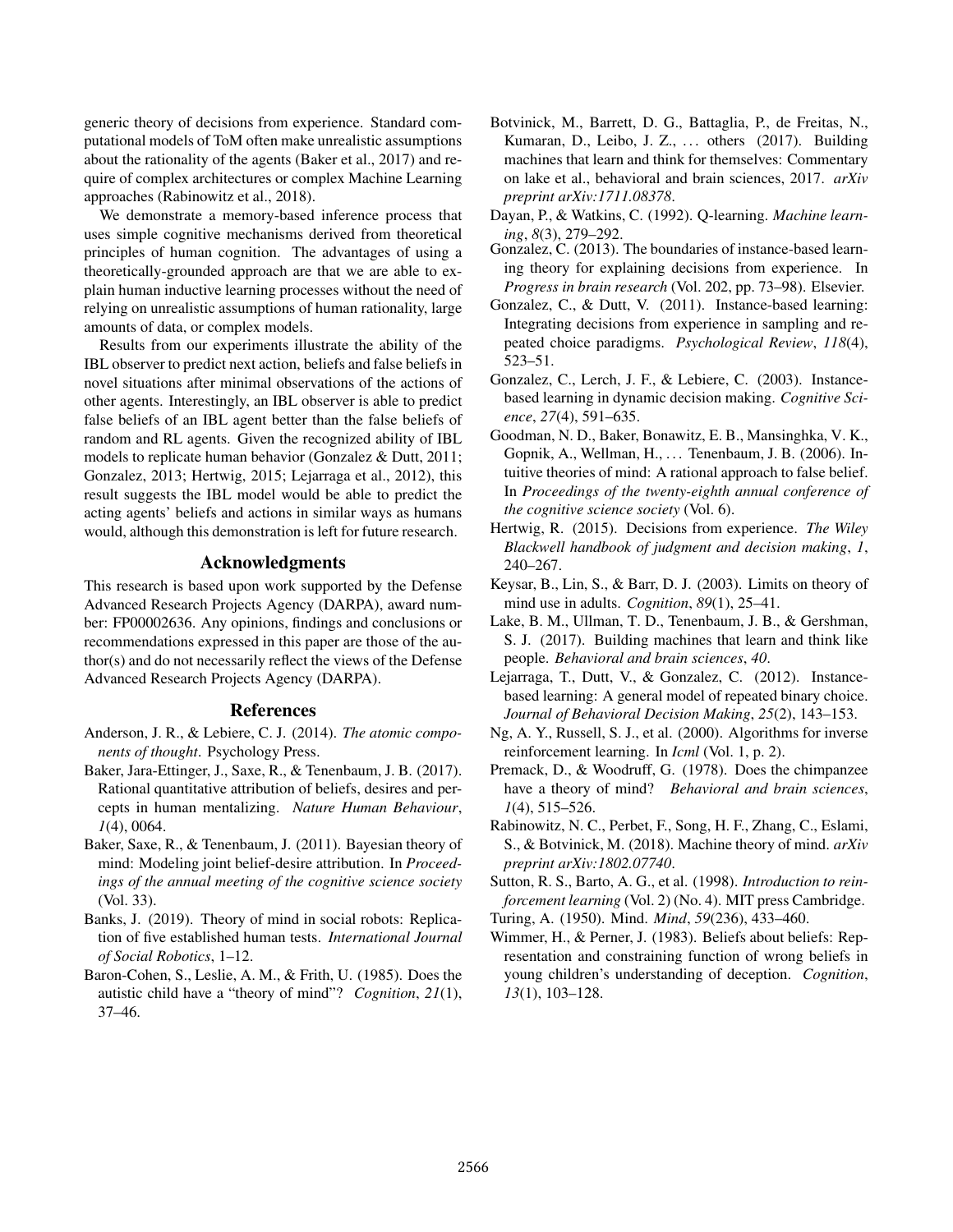generic theory of decisions from experience. Standard computational models of ToM often make unrealistic assumptions about the rationality of the agents (Baker et al., 2017) and require of complex architectures or complex Machine Learning approaches (Rabinowitz et al., 2018).

We demonstrate a memory-based inference process that uses simple cognitive mechanisms derived from theoretical principles of human cognition. The advantages of using a theoretically-grounded approach are that we are able to explain human inductive learning processes without the need of relying on unrealistic assumptions of human rationality, large amounts of data, or complex models.

Results from our experiments illustrate the ability of the IBL observer to predict next action, beliefs and false beliefs in novel situations after minimal observations of the actions of other agents. Interestingly, an IBL observer is able to predict false beliefs of an IBL agent better than the false beliefs of random and RL agents. Given the recognized ability of IBL models to replicate human behavior (Gonzalez & Dutt, 2011; Gonzalez, 2013; Hertwig, 2015; Lejarraga et al., 2012), this result suggests the IBL model would be able to predict the acting agents' beliefs and actions in similar ways as humans would, although this demonstration is left for future research.

## Acknowledgments

This research is based upon work supported by the Defense Advanced Research Projects Agency (DARPA), award number: FP00002636. Any opinions, findings and conclusions or recommendations expressed in this paper are those of the author(s) and do not necessarily reflect the views of the Defense Advanced Research Projects Agency (DARPA).

## References

Anderson, J. R., & Lebiere, C. J. (2014). *The atomic components of thought*. Psychology Press.

Baker, Jara-Ettinger, J., Saxe, R., & Tenenbaum, J. B. (2017). Rational quantitative attribution of beliefs, desires and percepts in human mentalizing. *Nature Human Behaviour*, *1*(4), 0064.

Baker, Saxe, R., & Tenenbaum, J. (2011). Bayesian theory of mind: Modeling joint belief-desire attribution. In *Proceedings of the annual meeting of the cognitive science society* (Vol. 33).

Banks, J. (2019). Theory of mind in social robots: Replication of five established human tests. *International Journal of Social Robotics*, 1–12.

Baron-Cohen, S., Leslie, A. M., & Frith, U. (1985). Does the autistic child have a "theory of mind"? *Cognition*, *21*(1), 37–46.

Botvinick, M., Barrett, D. G., Battaglia, P., de Freitas, N., Kumaran, D., Leibo, J. Z., ... others (2017). Building machines that learn and think for themselves: Commentary on lake et al., behavioral and brain sciences, 2017. *arXiv preprint arXiv:1711.08378*.

Dayan, P., & Watkins, C. (1992). Q-learning. *Machine learning*, *8*(3), 279–292.

Gonzalez, C. (2013). The boundaries of instance-based learning theory for explaining decisions from experience. In *Progress in brain research* (Vol. 202, pp. 73–98). Elsevier.

Gonzalez, C., & Dutt, V. (2011). Instance-based learning: Integrating decisions from experience in sampling and repeated choice paradigms. *Psychological Review*, *118*(4), 523–51.

Gonzalez, C., Lerch, J. F., & Lebiere, C. (2003). Instance-based learning in dynamic decision making. *Cognitive Science*, *27*(4), 591–635.

Goodman, N. D., Baker, Bonawitz, E. B., Mansinghka, V. K., Gopnik, A., Wellman, H., ... Tenenbaum, J. B. (2006). Intuitive theories of mind: A rational approach to false belief. In *Proceedings of the twenty-eighth annual conference of the cognitive science society* (Vol. 6).

Hertwig, R. (2015). Decisions from experience. *The Wiley Blackwell handbook of judgment and decision making*, *1*, 240–267.

Keysar, B., Lin, S., & Barr, D. J. (2003). Limits on theory of mind use in adults. *Cognition*, *89*(1), 25–41.

Lake, B. M., Ullman, T. D., Tenenbaum, J. B., & Gershman, S. J. (2017). Building machines that learn and think like people. *Behavioral and brain sciences*, *40*.

Lejarraga, T., Dutt, V., & Gonzalez, C. (2012). Instance-based learning: A general model of repeated binary choice. *Journal of Behavioral Decision Making*, *25*(2), 143–153.

Ng, A. Y., Russell, S. J., et al. (2000). Algorithms for inverse reinforcement learning. In *Icml* (Vol. 1, p. 2).

Premack, D., & Woodruff, G. (1978). Does the chimpanzee have a theory of mind? *Behavioral and brain sciences*, *1*(4), 515–526.

Rabinowitz, N. C., Perbet, F., Song, H. F., Zhang, C., Eslami, S., & Botvinick, M. (2018). Machine theory of mind. *arXiv preprint arXiv:1802.07740*.

Sutton, R. S., Barto, A. G., et al. (1998). *Introduction to reinforcement learning* (Vol. 2) (No. 4). MIT press Cambridge.

Turing, A. (1950). Mind. *Mind*, *59*(236), 433–460.

Wimmer, H., & Perner, J. (1983). Beliefs about beliefs: Representation and constraining function of wrong beliefs in young children's understanding of deception. *Cognition*, *13*(1), 103–128.